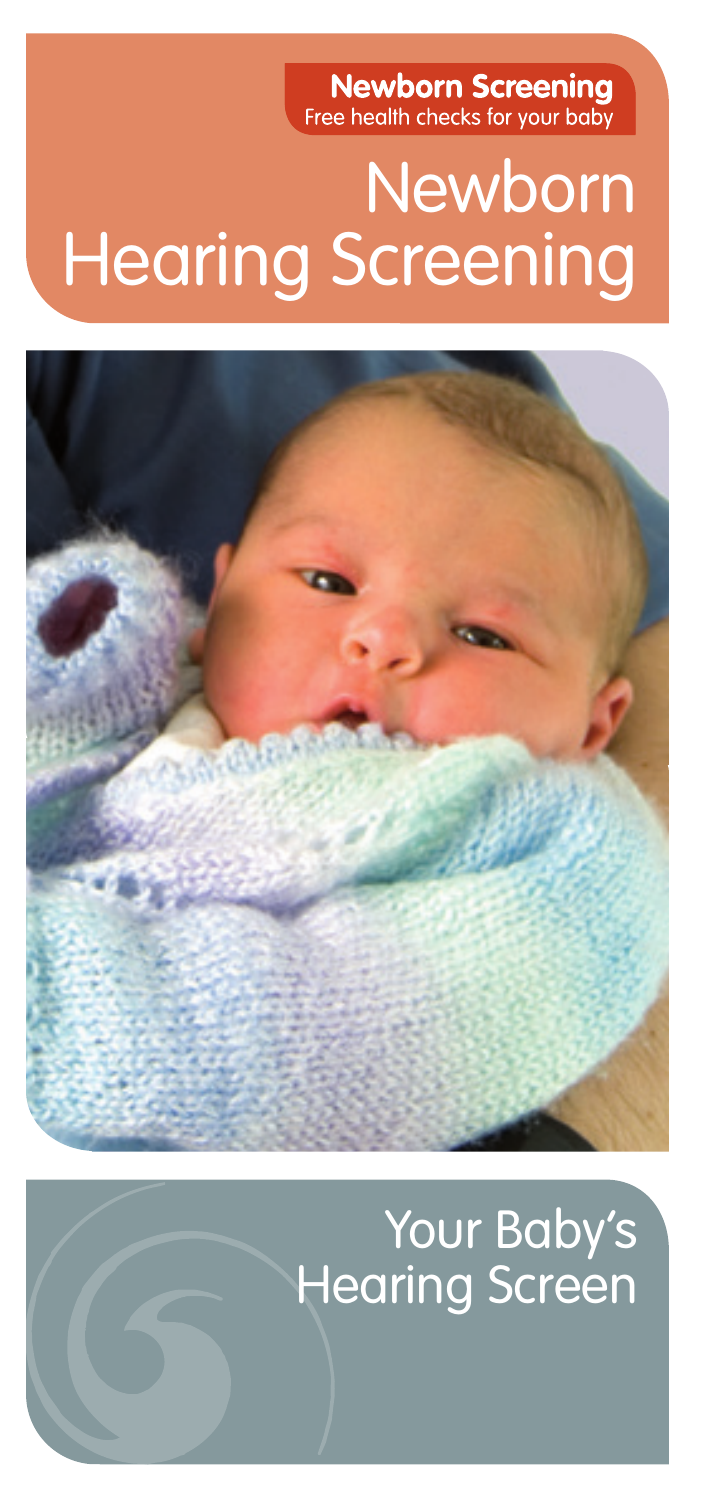**Newborn Screening**
Free health checks for your baby

# Newborn Hearing Screening

## Your Baby's Hearing Screen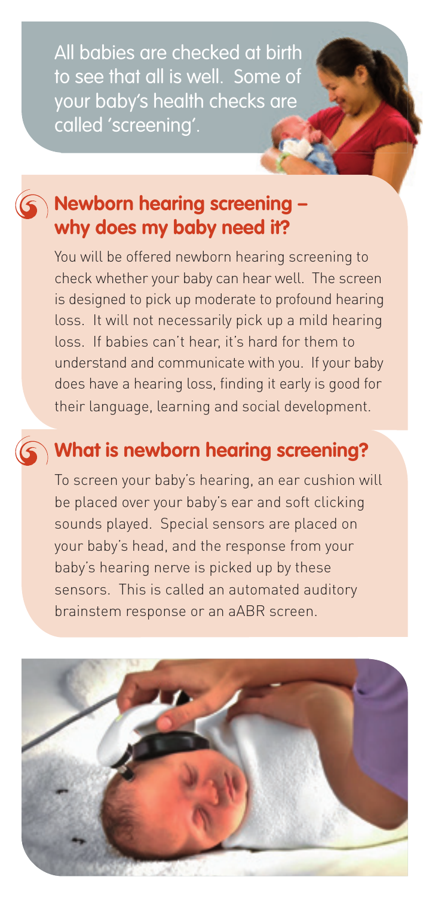All babies are checked at birth to see that all is well. Some of your baby's health checks are called 'screening'.

## Newborn hearing screening – why does my baby need it?

You will be offered newborn hearing screening to check whether your baby can hear well. The screen is designed to pick up moderate to profound hearing loss. It will not necessarily pick up a mild hearing loss. If babies can't hear, it's hard for them to understand and communicate with you. If your baby does have a hearing loss, finding it early is good for their language, learning and social development.

## What is newborn hearing screening?

To screen your baby's hearing, an ear cushion will be placed over your baby's ear and soft clicking sounds played. Special sensors are placed on your baby's head, and the response from your baby's hearing nerve is picked up by these sensors. This is called an automated auditory brainstem response or an aABR screen.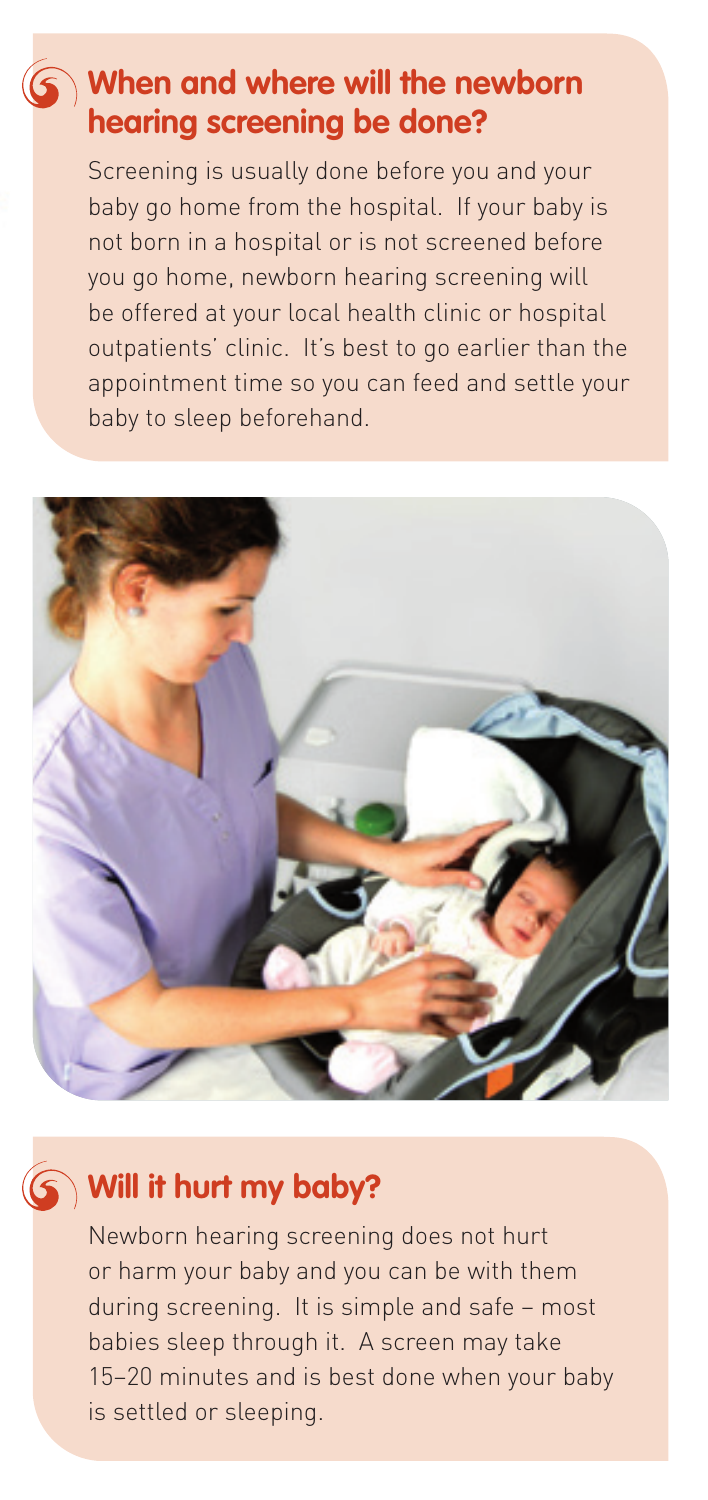## When and where will the newborn hearing screening be done?

Screening is usually done before you and your baby go home from the hospital. If your baby is not born in a hospital or is not screened before you go home, newborn hearing screening will be offered at your local health clinic or hospital outpatients' clinic. It's best to go earlier than the appointment time so you can feed and settle your baby to sleep beforehand.

## Will it hurt my baby?

Newborn hearing screening does not hurt or harm your baby and you can be with them during screening. It is simple and safe – most babies sleep through it. A screen may take 15–20 minutes and is best done when your baby is settled or sleeping.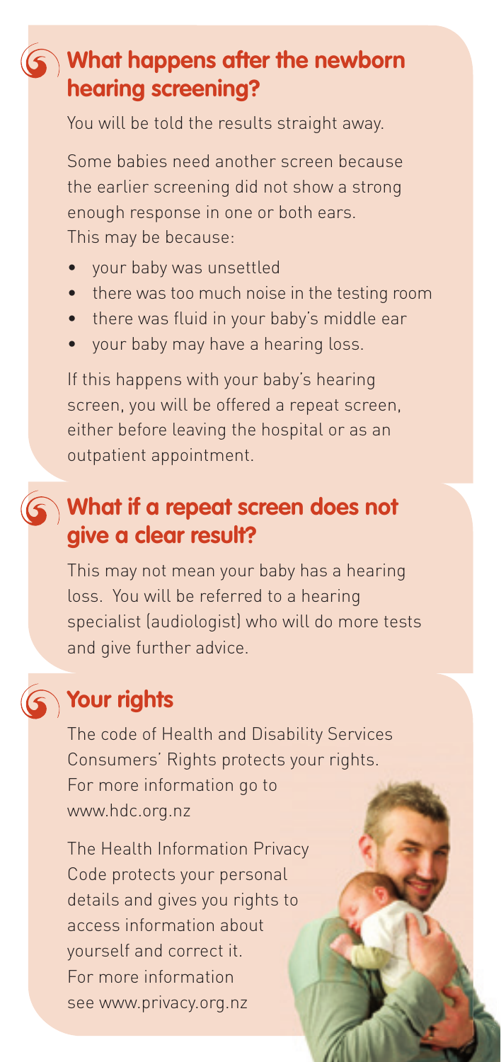## What happens after the newborn hearing screening?

You will be told the results straight away.

Some babies need another screen because the earlier screening did not show a strong enough response in one or both ears. This may be because:

- your baby was unsettled
- there was too much noise in the testing room
- there was fluid in your baby's middle ear
- your baby may have a hearing loss.

If this happens with your baby's hearing screen, you will be offered a repeat screen, either before leaving the hospital or as an outpatient appointment.

## What if a repeat screen does not give a clear result?

This may not mean your baby has a hearing loss. You will be referred to a hearing specialist (audiologist) who will do more tests and give further advice.

## Your rights

The code of Health and Disability Services Consumers' Rights protects your rights. For more information go to www.hdc.org.nz

The Health Information Privacy Code protects your personal details and gives you rights to access information about yourself and correct it. For more information see www.privacy.org.nz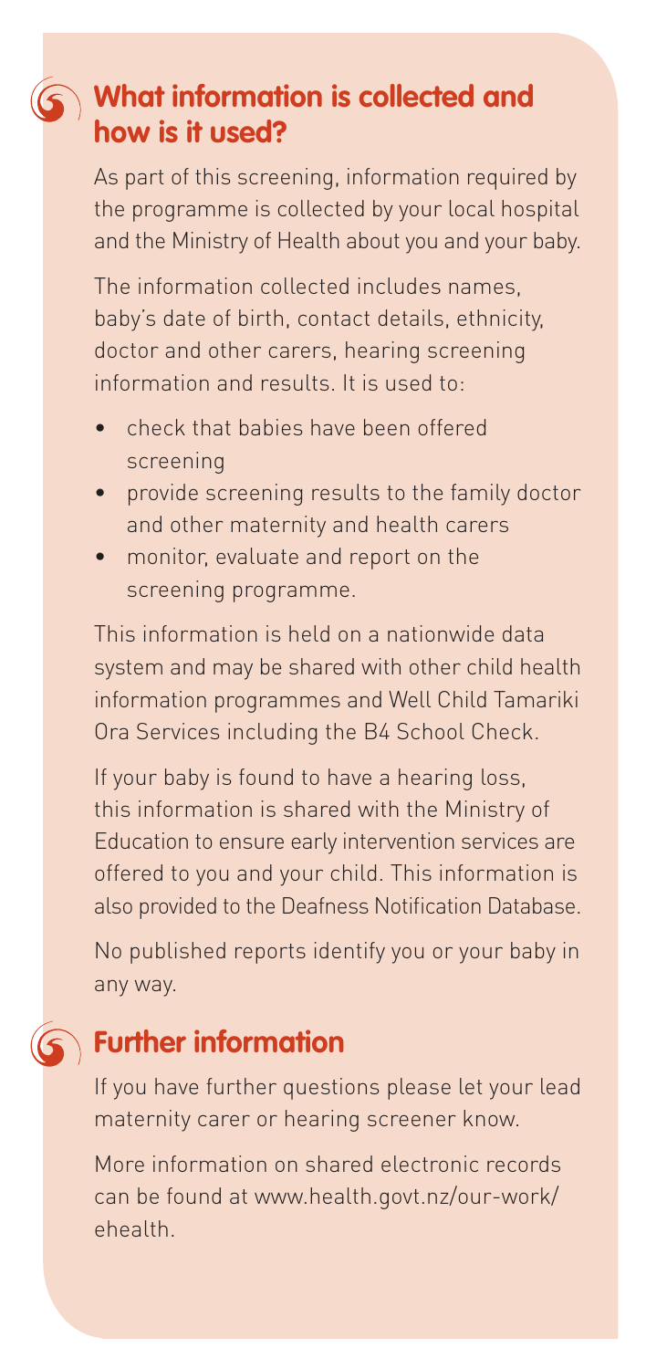## What information is collected and how is it used?

As part of this screening, information required by the programme is collected by your local hospital and the Ministry of Health about you and your baby.

The information collected includes names, baby's date of birth, contact details, ethnicity, doctor and other carers, hearing screening information and results. It is used to:

- check that babies have been offered screening
- provide screening results to the family doctor and other maternity and health carers
- monitor, evaluate and report on the screening programme.

This information is held on a nationwide data system and may be shared with other child health information programmes and Well Child Tamariki Ora Services including the B4 School Check.

If your baby is found to have a hearing loss, this information is shared with the Ministry of Education to ensure early intervention services are offered to you and your child. This information is also provided to the Deafness Notification Database.

No published reports identify you or your baby in any way.

## Further information

If you have further questions please let your lead maternity carer or hearing screener know.

More information on shared electronic records can be found at www.health.govt.nz/our-work/ehealth.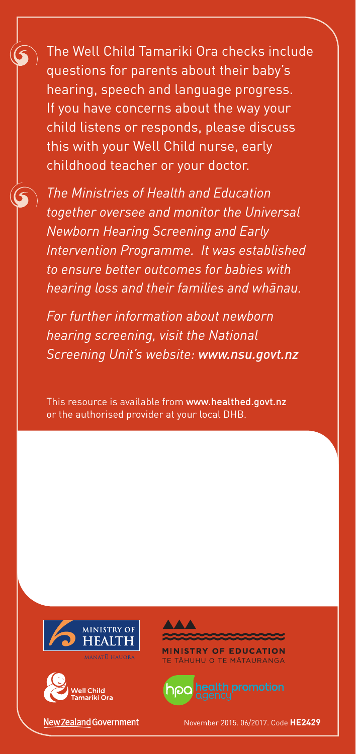The Well Child Tamariki Ora checks include questions for parents about their baby's hearing, speech and language progress. If you have concerns about the way your child listens or responds, please discuss this with your Well Child nurse, early childhood teacher or your doctor.

*The Ministries of Health and Education together oversee and monitor the Universal Newborn Hearing Screening and Early Intervention Programme. It was established to ensure better outcomes for babies with hearing loss and their families and whānau.*

*For further information about newborn hearing screening, visit the National Screening Unit's website: www.nsu.govt.nz*

This resource is available from **www.healthed.govt.nz** or the authorised provider at your local DHB.

MINISTRY OF HEALTH
MANATŪ HAUORA

MINISTRY OF EDUCATION
TE TĀHUHU O TE MĀTAURANGA

Well Child Tamariki Ora

hpa health promotion agency

New Zealand Government

November 2015. 06/2017. Code **HE2429**